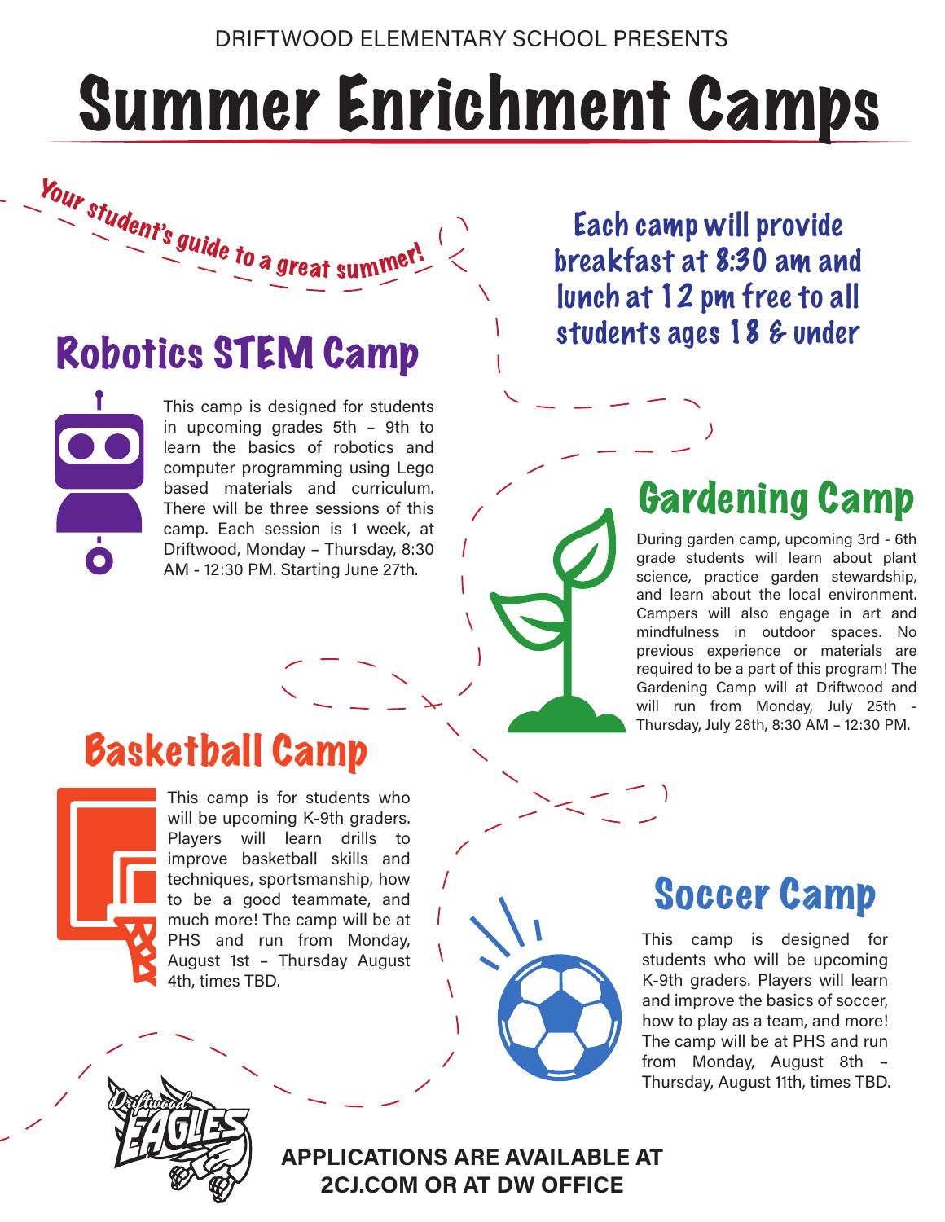DRIFTWOOD ELEMENTARY SCHOOL PRESENTS

# Summer Enrichment Camps

*Your student's guide to a great summer!*

**Each camp will provide breakfast at 8:30 am and lunch at 12 pm free to all students ages 18 & under**

## Robotics STEM Camp

This camp is designed for students in upcoming grades 5th – 9th to learn the basics of robotics and computer programming using Lego based materials and curriculum. There will be three sessions of this camp. Each session is 1 week, at Driftwood, Monday – Thursday, 8:30 AM - 12:30 PM. Starting June 27th.

## Gardening Camp

During garden camp, upcoming 3rd - 6th grade students will learn about plant science, practice garden stewardship, and learn about the local environment. Campers will also engage in art and mindfulness in outdoor spaces. No previous experience or materials are required to be a part of this program! The Gardening Camp will at Driftwood and will run from Monday, July 25th - Thursday, July 28th, 8:30 AM – 12:30 PM.

## Basketball Camp

This camp is for students who will be upcoming K-9th graders. Players will learn drills to improve basketball skills and techniques, sportsmanship, how to be a good teammate, and much more! The camp will be at PHS and run from Monday, August 1st – Thursday August 4th, times TBD.

## Soccer Camp

This camp is designed for students who will be upcoming K-9th graders. Players will learn and improve the basics of soccer, how to play as a team, and more! The camp will be at PHS and run from Monday, August 8th – Thursday, August 11th, times TBD.

Driftwood EAGLES

**APPLICATIONS ARE AVAILABLE AT 2CJ.COM OR AT DW OFFICE**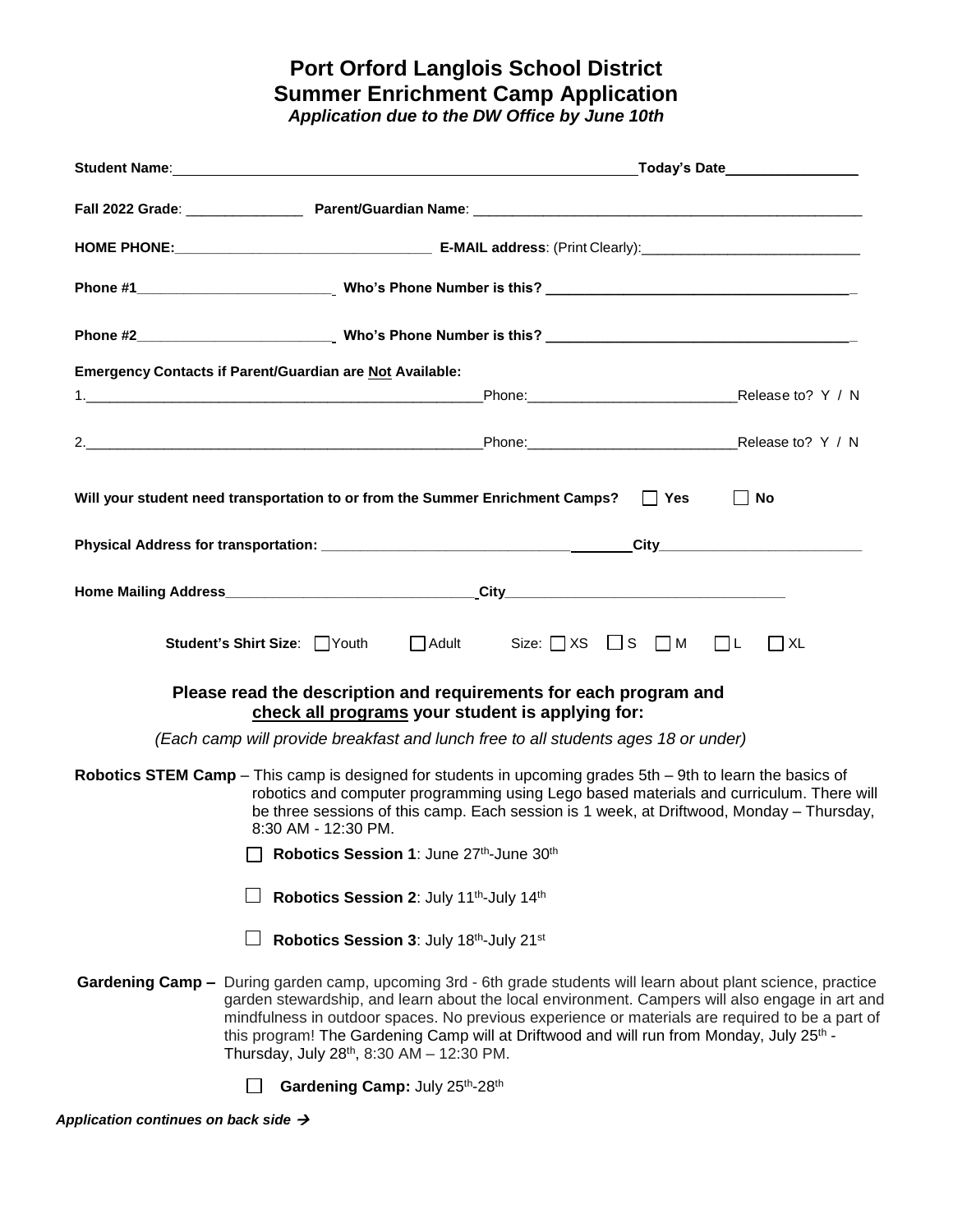# Port Orford Langlois School District
## Summer Enrichment Camp Application
***Application due to the DW Office by June 10th***

**Student Name**:______________________________________________________________**Today's Date**________________

**Fall 2022 Grade**: _______________ **Parent/Guardian Name**: _________________________________________________

**HOME PHONE:**________________________________ **E-MAIL address**: (Print Clearly):____________________________

**Phone #1**_________________________ **Who's Phone Number is this?** ______________________________________

**Phone #2**_________________________ **Who's Phone Number is this?** ______________________________________

**Emergency Contacts if Parent/Guardian are Not Available:**

1.____________________________________________________Phone:__________________________Release to? Y / N

2.____________________________________________________Phone:__________________________Release to? Y / N

**Will your student need transportation to or from the Summer Enrichment Camps?** ☐ **Yes** ☐ **No**

**Physical Address for transportation:** ________________________________________**City**_________________________

**Home Mailing Address**________________________________**City**___________________________________

**Student's Shirt Size**: ☐ Youth ☐ Adult Size: ☐ XS ☐ S ☐ M ☐ L ☐ XL

### Please read the description and requirements for each program and <u>check all programs</u> your student is applying for:

*(Each camp will provide breakfast and lunch free to all students ages 18 or under)*

**Robotics STEM Camp** – This camp is designed for students in upcoming grades 5th – 9th to learn the basics of robotics and computer programming using Lego based materials and curriculum. There will be three sessions of this camp. Each session is 1 week, at Driftwood, Monday – Thursday, 8:30 AM - 12:30 PM.

☐ **Robotics Session 1**: June 27th-June 30th

☐ **Robotics Session 2**: July 11th-July 14th

☐ **Robotics Session 3**: July 18th-July 21st

**Gardening Camp –** During garden camp, upcoming 3rd - 6th grade students will learn about plant science, practice garden stewardship, and learn about the local environment. Campers will also engage in art and mindfulness in outdoor spaces. No previous experience or materials are required to be a part of this program! The Gardening Camp will at Driftwood and will run from Monday, July 25th - Thursday, July 28th, 8:30 AM – 12:30 PM.

☐ **Gardening Camp:** July 25th-28th

***Application continues on back side →***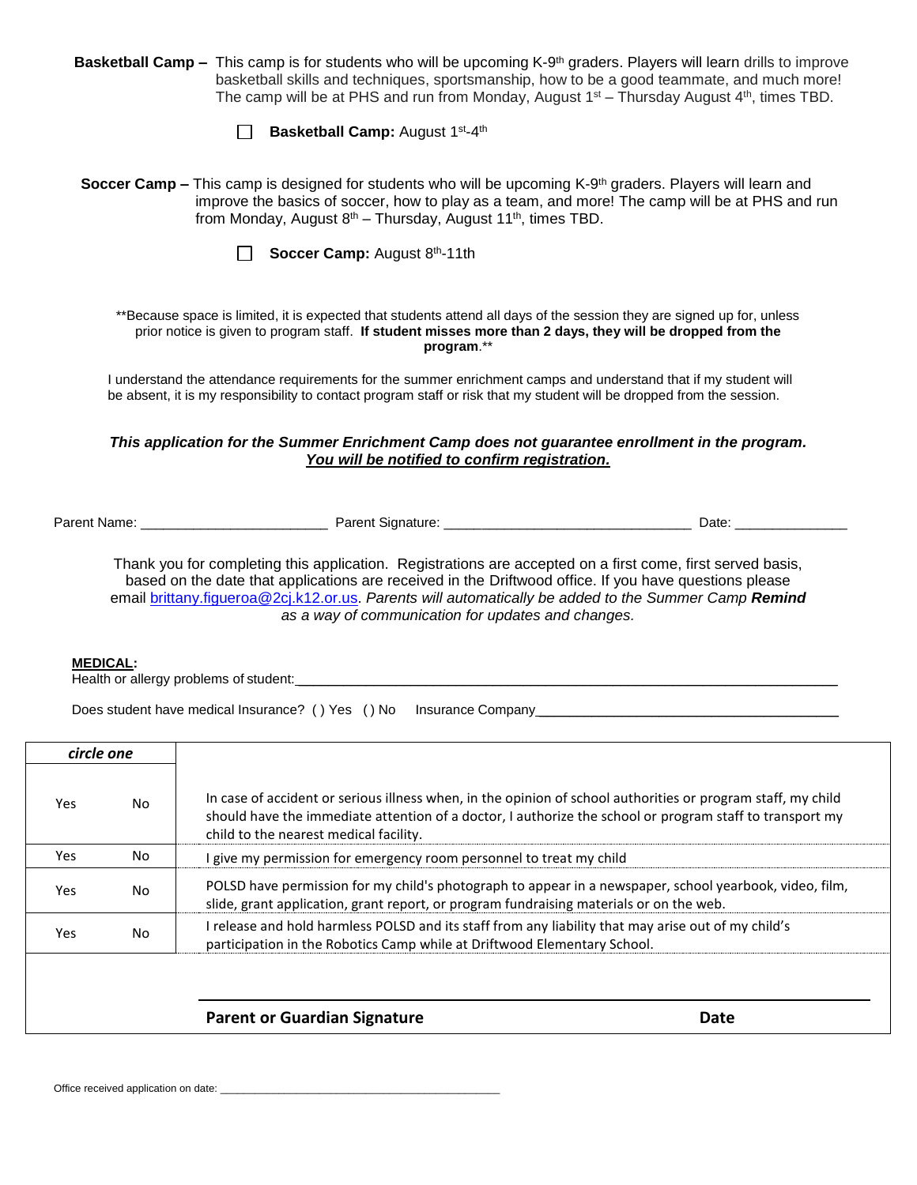**Basketball Camp –** This camp is for students who will be upcoming K-9th graders. Players will learn drills to improve basketball skills and techniques, sportsmanship, how to be a good teammate, and much more! The camp will be at PHS and run from Monday, August 1st – Thursday August 4th, times TBD.

☐ **Basketball Camp:** August 1st-4th

**Soccer Camp –** This camp is designed for students who will be upcoming K-9th graders. Players will learn and improve the basics of soccer, how to play as a team, and more! The camp will be at PHS and run from Monday, August 8th – Thursday, August 11th, times TBD.

☐ **Soccer Camp:** August 8th-11th

**Because space is limited, it is expected that students attend all days of the session they are signed up for, unless prior notice is given to program staff. **If student misses more than 2 days, they will be dropped from the program**.**

I understand the attendance requirements for the summer enrichment camps and understand that if my student will be absent, it is my responsibility to contact program staff or risk that my student will be dropped from the session.

***This application for the Summer Enrichment Camp does not guarantee enrollment in the program.***
***<u>You will be notified to confirm registration.</u>***

Parent Name: ________________________ Parent Signature: ________________________________ Date: ______________

Thank you for completing this application. Registrations are accepted on a first come, first served basis, based on the date that applications are received in the Driftwood office. If you have questions please email brittany.figueroa@2cj.k12.or.us. *Parents will automatically be added to the Summer Camp* ***Remind*** *as a way of communication for updates and changes.*

**<u>MEDICAL</u>:**

Health or allergy problems of student:________________________________________________________________

Does student have medical Insurance? ( ) Yes ( ) No Insurance Company________________________________________

| *circle one* | | |
|---|---|---|
| Yes | No | In case of accident or serious illness when, in the opinion of school authorities or program staff, my child should have the immediate attention of a doctor, I authorize the school or program staff to transport my child to the nearest medical facility. |
| Yes | No | I give my permission for emergency room personnel to treat my child |
| Yes | No | POLSD have permission for my child's photograph to appear in a newspaper, school yearbook, video, film, slide, grant application, grant report, or program fundraising materials or on the web. |
| Yes | No | I release and hold harmless POLSD and its staff from any liability that may arise out of my child's participation in the Robotics Camp while at Driftwood Elementary School. |

______________________________________________________________

**Parent or Guardian Signature** **Date**

Office received application on date: ____________________________________________